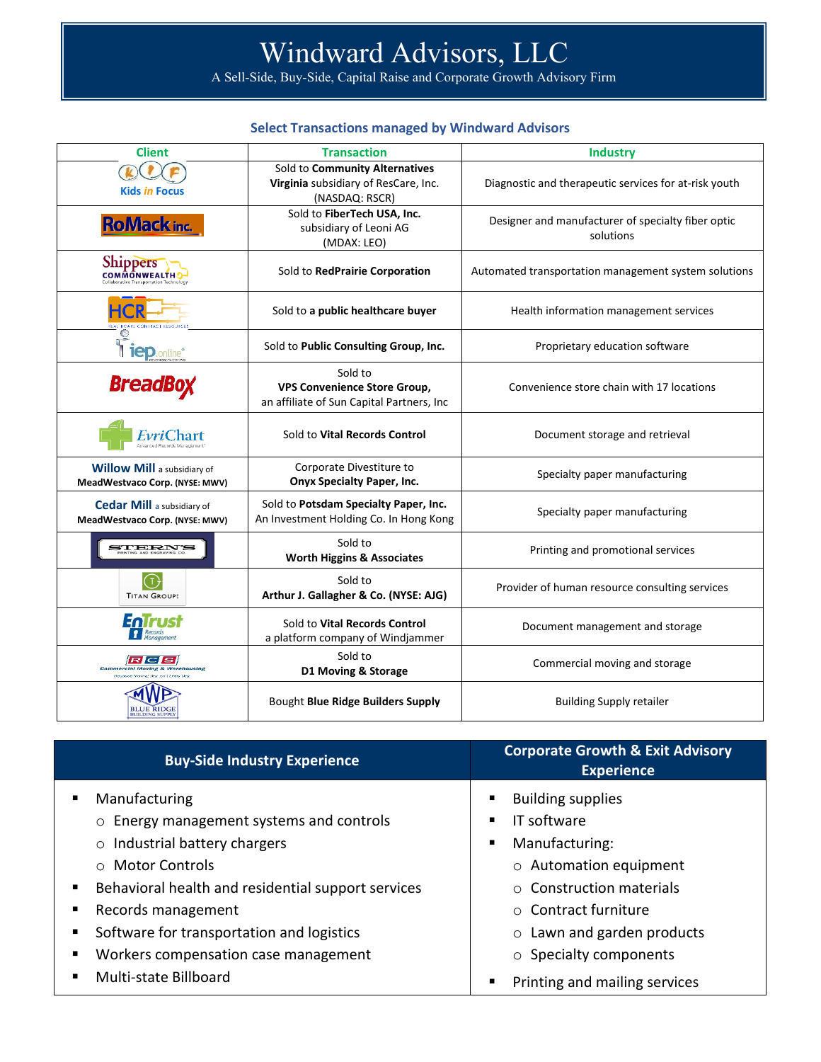# Windward Advisors, LLC

A Sell-Side, Buy-Side, Capital Raise and Corporate Growth Advisory Firm

## Select Transactions managed by Windward Advisors

| Client | Transaction | Industry |
|---|---|---|
| Kids in Focus | Sold to **Community Alternatives Virginia** subsidiary of ResCare, Inc. (NASDAQ: RSCR) | Diagnostic and therapeutic services for at-risk youth |
| RoMack inc. | Sold to **FiberTech USA, Inc.** subsidiary of Leoni AG (MDAX: LEO) | Designer and manufacturer of specialty fiber optic solutions |
| Shippers Commonwealth | Sold to **RedPrairie Corporation** | Automated transportation management system solutions |
| HCR | Sold to **a public healthcare buyer** | Health information management services |
| iep.online | Sold to **Public Consulting Group, Inc.** | Proprietary education software |
| BreadBox | Sold to **VPS Convenience Store Group,** an affiliate of Sun Capital Partners, Inc | Convenience store chain with 17 locations |
| EvriChart | Sold to **Vital Records Control** | Document storage and retrieval |
| **Willow Mill** a subsidiary of **MeadWestvaco Corp. (NYSE: MWV)** | Corporate Divestiture to **Onyx Specialty Paper, Inc.** | Specialty paper manufacturing |
| **Cedar Mill** a subsidiary of **MeadWestvaco Corp. (NYSE: MWV)** | Sold to **Potsdam Specialty Paper, Inc.** An Investment Holding Co. In Hong Kong | Specialty paper manufacturing |
| Sterns | Sold to **Worth Higgins & Associates** | Printing and promotional services |
| Titan Group | Sold to **Arthur J. Gallagher & Co. (NYSE: AJG)** | Provider of human resource consulting services |
| EnTrust | Sold to **Vital Records Control** a platform company of Windjammer | Document management and storage |
| RCS Commercial Moving & Warehousing | Sold to **D1 Moving & Storage** | Commercial moving and storage |
| MWP | Bought **Blue Ridge Builders Supply** | Building Supply retailer |

## Buy-Side Industry Experience

- Manufacturing
  - Energy management systems and controls
  - Industrial battery chargers
  - Motor Controls
- Behavioral health and residential support services
- Records management
- Software for transportation and logistics
- Workers compensation case management
- Multi-state Billboard

## Corporate Growth & Exit Advisory Experience

- Building supplies
- IT software
- Manufacturing:
  - Automation equipment
  - Construction materials
  - Contract furniture
  - Lawn and garden products
  - Specialty components
- Printing and mailing services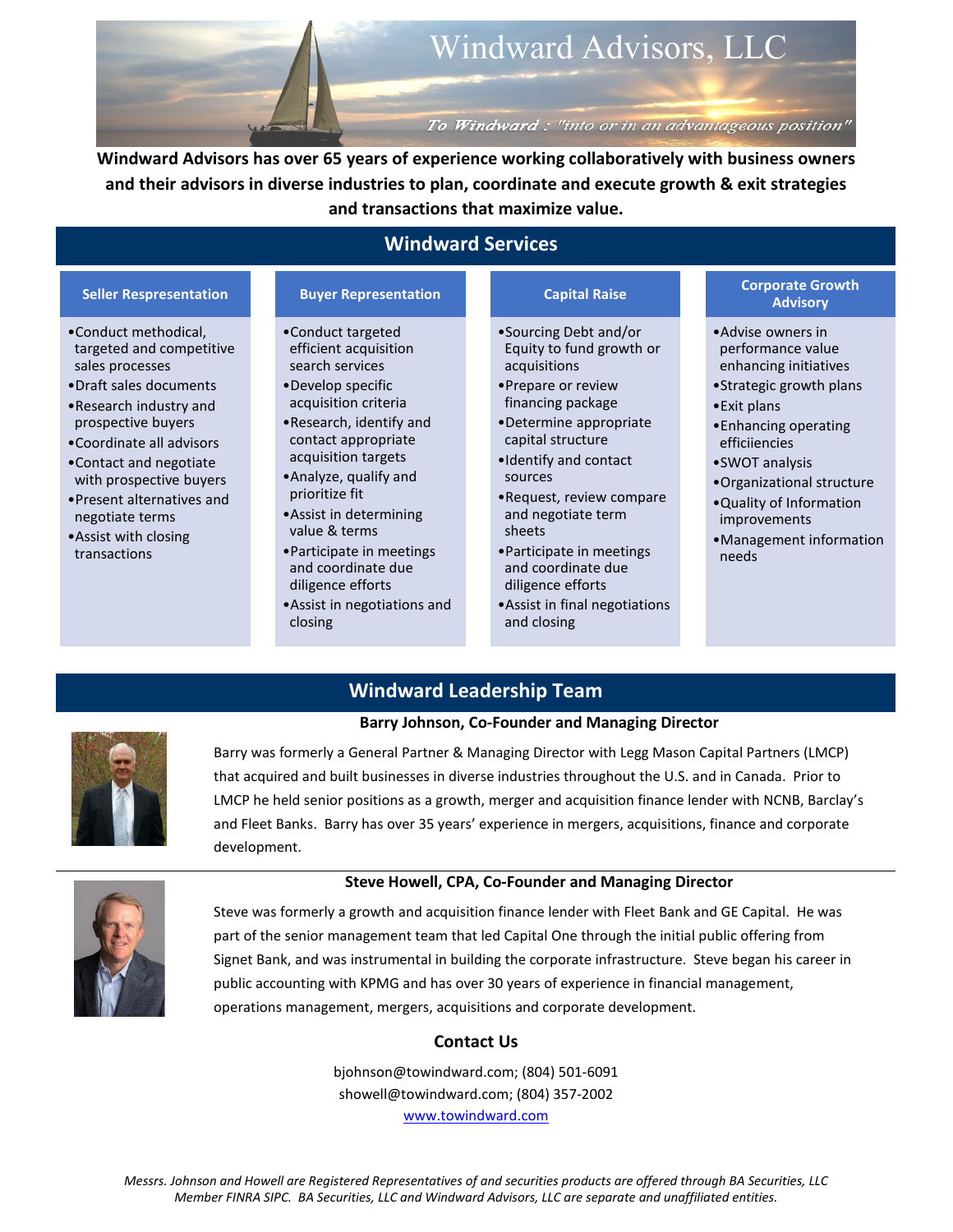# Windward Advisors, LLC

*To Windward : "into or in an advantageous position"*

**Windward Advisors has over 65 years of experience working collaboratively with business owners and their advisors in diverse industries to plan, coordinate and execute growth & exit strategies and transactions that maximize value.**

## Windward Services

### Seller Respresentation

- Conduct methodical, targeted and competitive sales processes
- Draft sales documents
- Research industry and prospective buyers
- Coordinate all advisors
- Contact and negotiate with prospective buyers
- Present alternatives and negotiate terms
- Assist with closing transactions

### Buyer Representation

- Conduct targeted efficient acquisition search services
- Develop specific acquisition criteria
- Research, identify and contact appropriate acquisition targets
- Analyze, qualify and prioritize fit
- Assist in determining value & terms
- Participate in meetings and coordinate due diligence efforts
- Assist in negotiations and closing

### Capital Raise

- Sourcing Debt and/or Equity to fund growth or acquisitions
- Prepare or review financing package
- Determine appropriate capital structure
- Identify and contact sources
- Request, review compare and negotiate term sheets
- Participate in meetings and coordinate due diligence efforts
- Assist in final negotiations and closing

### Corporate Growth Advisory

- Advise owners in performance value enhancing initiatives
- Strategic growth plans
- Exit plans
- Enhancing operating efficiiencies
- SWOT analysis
- Organizational structure
- Quality of Information improvements
- Management information needs

## Windward Leadership Team

**Barry Johnson, Co-Founder and Managing Director**

Barry was formerly a General Partner & Managing Director with Legg Mason Capital Partners (LMCP) that acquired and built businesses in diverse industries throughout the U.S. and in Canada. Prior to LMCP he held senior positions as a growth, merger and acquisition finance lender with NCNB, Barclay's and Fleet Banks. Barry has over 35 years' experience in mergers, acquisitions, finance and corporate development.

**Steve Howell, CPA, Co-Founder and Managing Director**

Steve was formerly a growth and acquisition finance lender with Fleet Bank and GE Capital. He was part of the senior management team that led Capital One through the initial public offering from Signet Bank, and was instrumental in building the corporate infrastructure. Steve began his career in public accounting with KPMG and has over 30 years of experience in financial management, operations management, mergers, acquisitions and corporate development.

### Contact Us

bjohnson@towindward.com; (804) 501-6091
showell@towindward.com; (804) 357-2002
www.towindward.com

*Messrs. Johnson and Howell are Registered Representatives of and securities products are offered through BA Securities, LLC Member FINRA SIPC. BA Securities, LLC and Windward Advisors, LLC are separate and unaffiliated entities.*